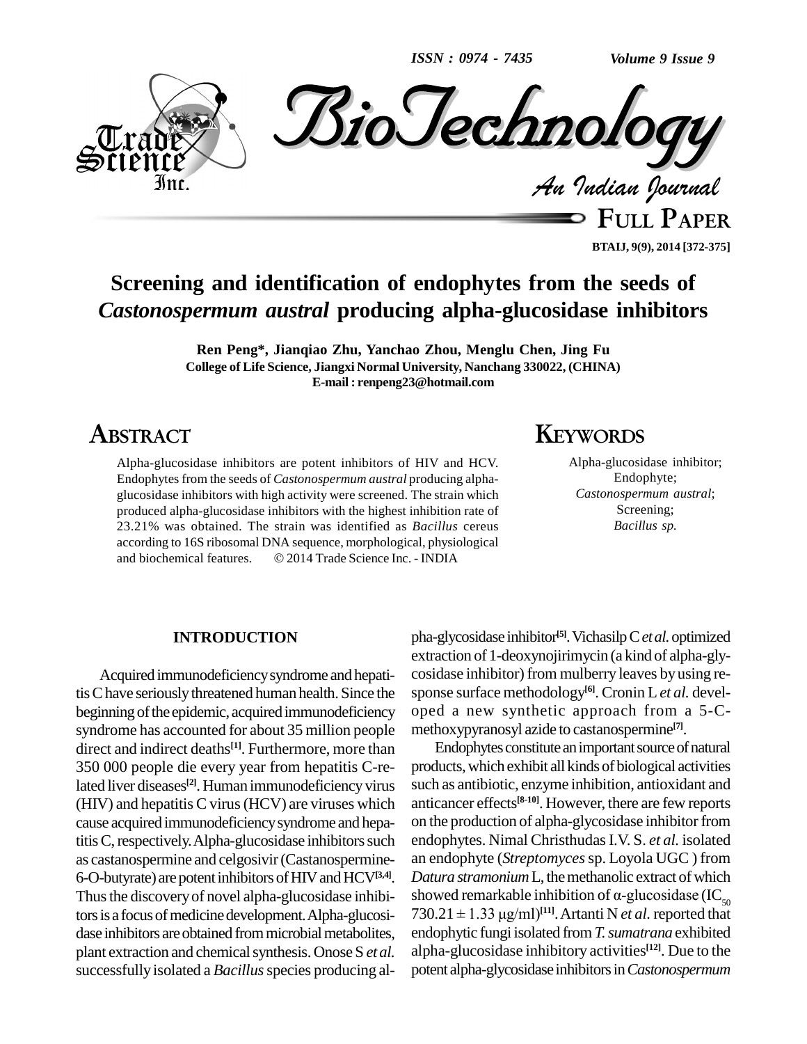# Screening and identification of endophytes from the seeds of *Castonospermum austral* producing alpha-glucosidase inhibitors

**Ren Peng\*, Jianqiao Zhu, Yanchao Zhou, Menglu Chen, Jing Fu**
**College of Life Science, Jiangxi Normal University, Nanchang 330022, (CHINA)**
**E-mail : renpeng23@hotmail.com**

## ABSTRACT

Alpha-glucosidase inhibitors are potent inhibitors of HIV and HCV. Endophytes from the seeds of *Castonospermum austral* producing alpha-glucosidase inhibitors with high activity were screened. The strain which produced alpha-glucosidase inhibitors with the highest inhibition rate of 23.21% was obtained. The strain was identified as *Bacillus* cereus according to 16S ribosomal DNA sequence, morphological, physiological and biochemical features. © 2014 Trade Science Inc. - INDIA

## KEYWORDS

Alpha-glucosidase inhibitor;
Endophyte;
*Castonospermum austral*;
Screening;
*Bacillus sp.*

## INTRODUCTION

Acquired immunodeficiency syndrome and hepatitis C have seriously threatened human health. Since the beginning of the epidemic, acquired immunodeficiency syndrome has accounted for about 35 million people direct and indirect deaths[1]. Furthermore, more than 350 000 people die every year from hepatitis C-related liver diseases[2]. Human immunodeficiency virus (HIV) and hepatitis C virus (HCV) are viruses which cause acquired immunodeficiency syndrome and hepatitis C, respectively. Alpha-glucosidase inhibitors such as castanospermine and celgosivir (Castanospermine-6-O-butyrate) are potent inhibitors of HIV and HCV[3,4]. Thus the discovery of novel alpha-glucosidase inhibitors is a focus of medicine development. Alpha-glucosidase inhibitors are obtained from microbial metabolites, plant extraction and chemical synthesis. Onose S *et al.* successfully isolated a *Bacillus* species producing alpha-glycosidase inhibitor[5]. Vichasilp C *et al.* optimized extraction of 1-deoxynojirimycin (a kind of alpha-glycosidase inhibitor) from mulberry leaves by using response surface methodology[6]. Cronin L *et al.* developed a new synthetic approach from a 5-C-methoxypyranosyl azide to castanospermine[7].

Endophytes constitute an important source of natural products, which exhibit all kinds of biological activities such as antibiotic, enzyme inhibition, antioxidant and anticancer effects[8-10]. However, there are few reports on the production of alpha-glycosidase inhibitor from endophytes. Nimal Christhudas I.V. S. *et al.* isolated an endophyte (*Streptomyces* sp. Loyola UGC ) from *Datura stramonium* L, the methanolic extract of which showed remarkable inhibition of α-glucosidase ($IC_{50}$ 730.21 ± 1.33 μg/ml)[11]. Artanti N *et al.* reported that endophytic fungi isolated from *T. sumatrana* exhibited alpha-glucosidase inhibitory activities[12]. Due to the potent alpha-glycosidase inhibitors in *Castonospermum*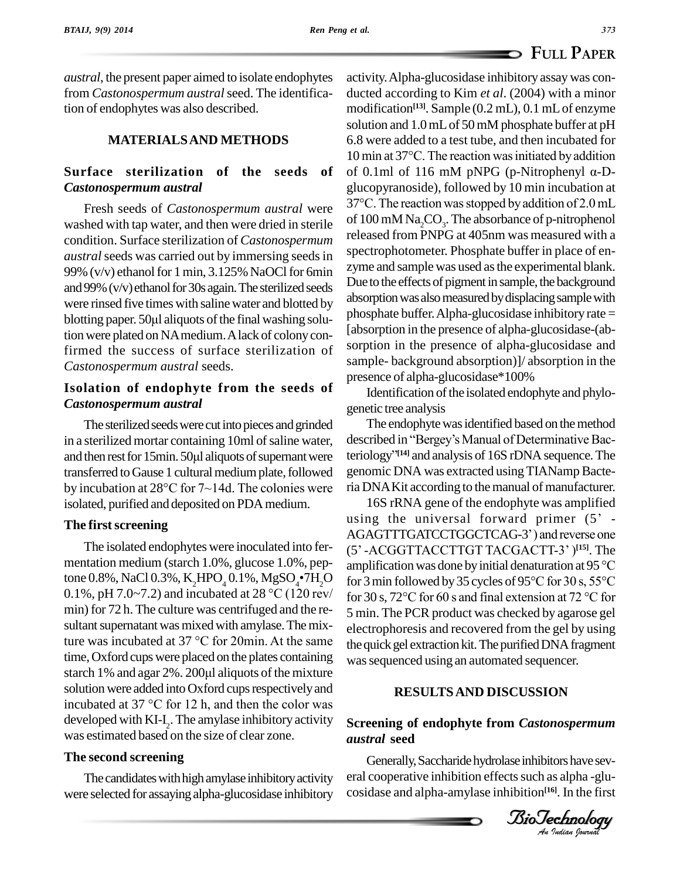*austral*, the present paper aimed to isolate endophytes from *Castonospermum austral* seed. The identification of endophytes was also described.

## MATERIALS AND METHODS

### Surface sterilization of the seeds of *Castonospermum austral*

Fresh seeds of *Castonospermum austral* were washed with tap water, and then were dried in sterile condition. Surface sterilization of *Castonospermum austral* seeds was carried out by immersing seeds in 99% (v/v) ethanol for 1 min, 3.125% NaOCl for 6min and 99% (v/v) ethanol for 30s again. The sterilized seeds were rinsed five times with saline water and blotted by blotting paper. 50μl aliquots of the final washing solution were plated on NA medium. A lack of colony confirmed the success of surface sterilization of *Castonospermum austral* seeds.

### Isolation of endophyte from the seeds of *Castonospermum austral*

The sterilized seeds were cut into pieces and grinded in a sterilized mortar containing 10ml of saline water, and then rest for 15min. 50μl aliquots of supernant were transferred to Gause 1 cultural medium plate, followed by incubation at 28°C for 7~14d. The colonies were isolated, purified and deposited on PDA medium.

### The first screening

The isolated endophytes were inoculated into fermentation medium (starch 1.0%, glucose 1.0%, peptone 0.8%, NaCl 0.3%, $K_2HPO_4$ 0.1%, $MgSO_4{\bullet}7H_2O$ 0.1%, pH 7.0~7.2) and incubated at 28 °C (120 rev/min) for 72 h. The culture was centrifuged and the resultant supernatant was mixed with amylase. The mixture was incubated at 37 °C for 20min. At the same time, Oxford cups were placed on the plates containing starch 1% and agar 2%. 200μl aliquots of the mixture solution were added into Oxford cups respectively and incubated at 37 °C for 12 h, and then the color was developed with KI-$I_2$. The amylase inhibitory activity was estimated based on the size of clear zone.

### The second screening

The candidates with high amylase inhibitory activity were selected for assaying alpha-glucosidase inhibitory activity. Alpha-glucosidase inhibitory assay was conducted according to Kim *et al*. (2004) with a minor modification[13]. Sample (0.2 mL), 0.1 mL of enzyme solution and 1.0 mL of 50 mM phosphate buffer at pH 6.8 were added to a test tube, and then incubated for 10 min at 37°C. The reaction was initiated by addition of 0.1ml of 116 mM pNPG (p-Nitrophenyl α-D-glucopyranoside), followed by 10 min incubation at 37°C. The reaction was stopped by addition of 2.0 mL of 100 mM $Na_2CO_3$. The absorbance of p-nitrophenol released from PNPG at 405nm was measured with a spectrophotometer. Phosphate buffer in place of enzyme and sample was used as the experimental blank. Due to the effects of pigment in sample, the background absorption was also measured by displacing sample with phosphate buffer. Alpha-glucosidase inhibitory rate = [absorption in the presence of alpha-glucosidase-(absorption in the presence of alpha-glucosidase and sample- background absorption)]/ absorption in the presence of alpha-glucosidase*100%

Identification of the isolated endophyte and phylogenetic tree analysis

The endophyte was identified based on the method described in "Bergey's Manual of Determinative Bacteriology"[14] and analysis of 16S rDNA sequence. The genomic DNA was extracted using TIANamp Bacteria DNA Kit according to the manual of manufacturer.

16S rRNA gene of the endophyte was amplified using the universal forward primer (5' -AGAGTTTGATCCTGGCTCAG-3') and reverse one (5' -ACGGTTACCTTGT TACGACTT-3' )[15]. The amplification was done by initial denaturation at 95 °C for 3 min followed by 35 cycles of 95°C for 30 s, 55°C for 30 s, 72°C for 60 s and final extension at 72 °C for 5 min. The PCR product was checked by agarose gel electrophoresis and recovered from the gel by using the quick gel extraction kit. The purified DNA fragment was sequenced using an automated sequencer.

## RESULTS AND DISCUSSION

### Screening of endophyte from *Castonospermum austral* seed

Generally, Saccharide hydrolase inhibitors have several cooperative inhibition effects such as alpha -glucosidase and alpha-amylase inhibition[16]. In the first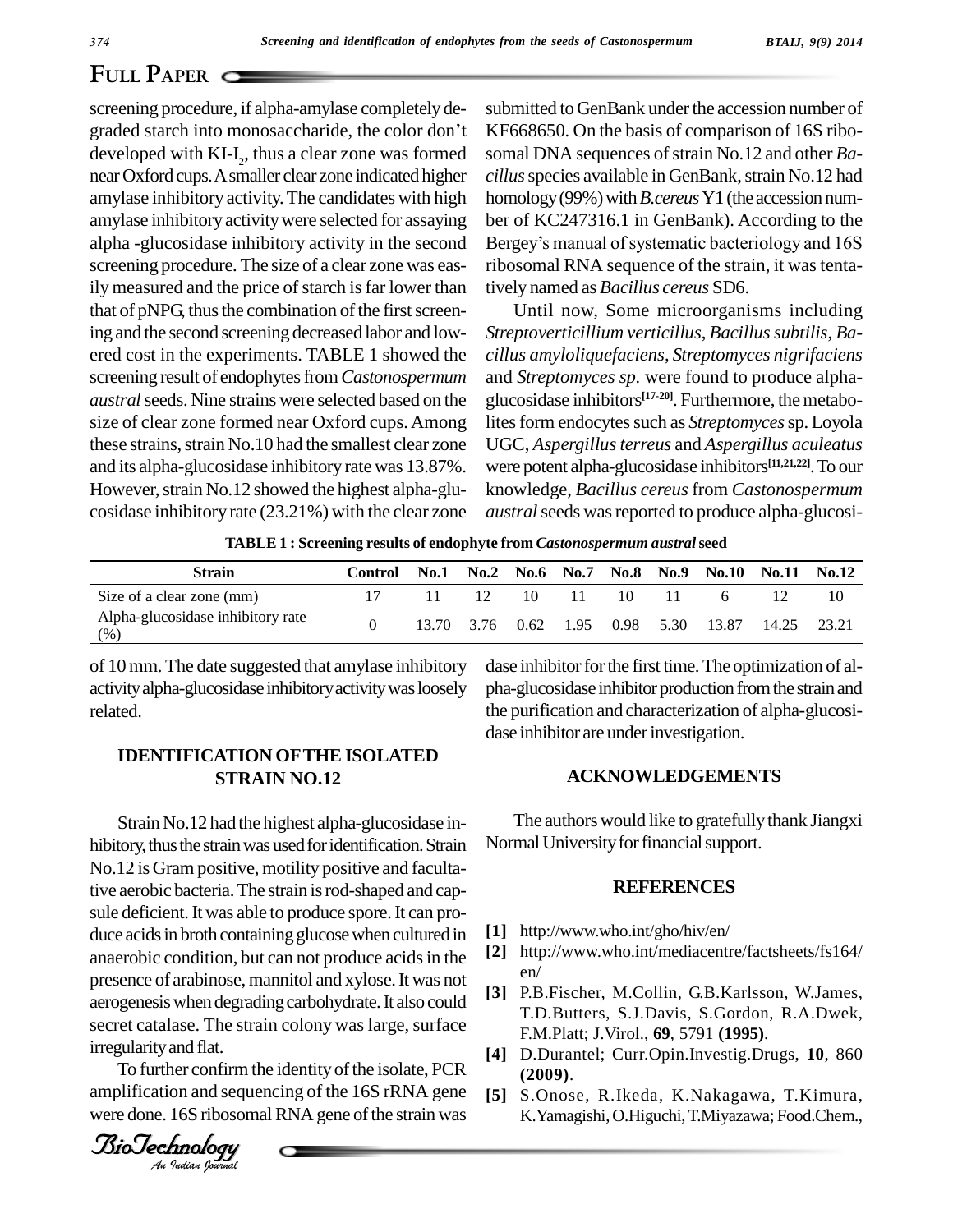screening procedure, if alpha-amylase completely degraded starch into monosaccharide, the color don't developed with KI-$I_2$, thus a clear zone was formed near Oxford cups. A smaller clear zone indicated higher amylase inhibitory activity. The candidates with high amylase inhibitory activity were selected for assaying alpha -glucosidase inhibitory activity in the second screening procedure. The size of a clear zone was easily measured and the price of starch is far lower than that of pNPG, thus the combination of the first screening and the second screening decreased labor and lowered cost in the experiments. TABLE 1 showed the screening result of endophytes from *Castonospermum austral* seeds. Nine strains were selected based on the size of clear zone formed near Oxford cups. Among these strains, strain No.10 had the smallest clear zone and its alpha-glucosidase inhibitory rate was 13.87%. However, strain No.12 showed the highest alpha-glucosidase inhibitory rate (23.21%) with the clear zone of 10 mm. The date suggested that amylase inhibitory activity alpha-glucosidase inhibitory activity was loosely related.

**TABLE 1 : Screening results of endophyte from *Castonospermum austral* seed**

| Strain | Control | No.1 | No.2 | No.6 | No.7 | No.8 | No.9 | No.10 | No.11 | No.12 |
|---|---|---|---|---|---|---|---|---|---|---|
| Size of a clear zone (mm) | 17 | 11 | 12 | 10 | 11 | 10 | 11 | 6 | 12 | 10 |
| Alpha-glucosidase inhibitory rate (%) | 0 | 13.70 | 3.76 | 0.62 | 1.95 | 0.98 | 5.30 | 13.87 | 14.25 | 23.21 |

## IDENTIFICATION OF THE ISOLATED STRAIN NO.12

Strain No.12 had the highest alpha-glucosidase inhibitory, thus the strain was used for identification. Strain No.12 is Gram positive, motility positive and facultative aerobic bacteria. The strain is rod-shaped and capsule deficient. It was able to produce spore. It can produce acids in broth containing glucose when cultured in anaerobic condition, but can not produce acids in the presence of arabinose, mannitol and xylose. It was not aerogenesis when degrading carbohydrate. It also could secret catalase. The strain colony was large, surface irregularity and flat.

To further confirm the identity of the isolate, PCR amplification and sequencing of the 16S rRNA gene were done. 16S ribosomal RNA gene of the strain was submitted to GenBank under the accession number of KF668650. On the basis of comparison of 16S ribosomal DNA sequences of strain No.12 and other *Bacillus* species available in GenBank, strain No.12 had homology (99%) with *B.cereus* Y1 (the accession number of KC247316.1 in GenBank). According to the Bergey's manual of systematic bacteriology and 16S ribosomal RNA sequence of the strain, it was tentatively named as *Bacillus cereus* SD6.

Until now, Some microorganisms including *Streptoverticillium verticillus*, *Bacillus subtilis*, *Bacillus amyloliquefaciens*, *Streptomyces nigrifaciens* and *Streptomyces sp.* were found to produce alpha-glucosidase inhibitors[17-20]. Furthermore, the metabolites form endocytes such as *Streptomyces* sp. Loyola UGC, *Aspergillus terreus* and *Aspergillus aculeatus* were potent alpha-glucosidase inhibitors[11,21,22]. To our knowledge, *Bacillus cereus* from *Castonospermum austral* seeds was reported to produce alpha-glucosidase inhibitor for the first time. The optimization of alpha-glucosidase inhibitor production from the strain and the purification and characterization of alpha-glucosidase inhibitor are under investigation.

## ACKNOWLEDGEMENTS

The authors would like to gratefully thank Jiangxi Normal University for financial support.

## REFERENCES

[1] http://www.who.int/gho/hiv/en/

[2] http://www.who.int/mediacentre/factsheets/fs164/en/

[3] P.B.Fischer, M.Collin, G.B.Karlsson, W.James, T.D.Butters, S.J.Davis, S.Gordon, R.A.Dwek, F.M.Platt; J.Virol., **69**, 5791 **(1995)**.

[4] D.Durantel; Curr.Opin.Investig.Drugs, **10**, 860 **(2009)**.

[5] S.Onose, R.Ikeda, K.Nakagawa, T.Kimura, K.Yamagishi, O.Higuchi, T.Miyazawa; Food.Chem.,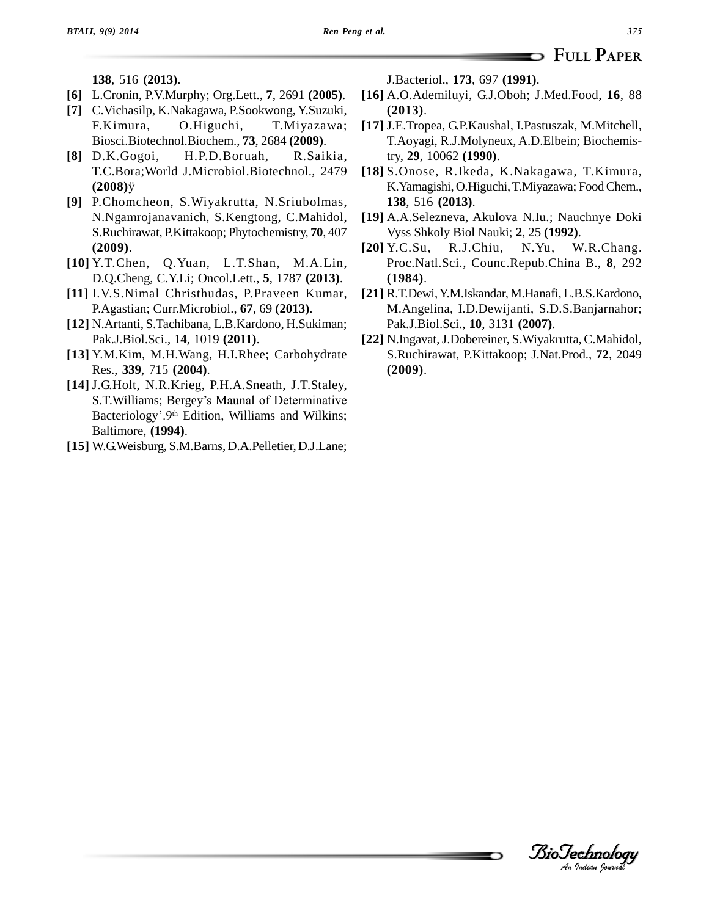**138**, 516 **(2013)**.

**[6]** L.Cronin, P.V.Murphy; Org.Lett., **7**, 2691 **(2005)**.

**[7]** C.Vichasilp, K.Nakagawa, P.Sookwong, Y.Suzuki, F.Kimura, O.Higuchi, T.Miyazawa; Biosci.Biotechnol.Biochem., **73**, 2684 **(2009)**.

**[8]** D.K.Gogoi, H.P.D.Boruah, R.Saikia, T.C.Bora;World J.Microbiol.Biotechnol., 2479 **(2008)**ÿ

**[9]** P.Chomcheon, S.Wiyakrutta, N.Sriubolmas, N.Ngamrojanavanich, S.Kengtong, C.Mahidol, S.Ruchirawat, P.Kittakoop; Phytochemistry, **70**, 407 **(2009)**.

**[10]** Y.T.Chen, Q.Yuan, L.T.Shan, M.A.Lin, D.Q.Cheng, C.Y.Li; Oncol.Lett., **5**, 1787 **(2013)**.

**[11]** I.V.S.Nimal Christhudas, P.Praveen Kumar, P.Agastian; Curr.Microbiol., **67**, 69 **(2013)**.

**[12]** N.Artanti, S.Tachibana, L.B.Kardono, H.Sukiman; Pak.J.Biol.Sci., **14**, 1019 **(2011)**.

**[13]** Y.M.Kim, M.H.Wang, H.I.Rhee; Carbohydrate Res., **339**, 715 **(2004)**.

**[14]** J.G.Holt, N.R.Krieg, P.H.A.Sneath, J.T.Staley, S.T.Williams; Bergey's Maunal of Determinative Bacteriology'.9th Edition, Williams and Wilkins; Baltimore, **(1994)**.

**[15]** W.G.Weisburg, S.M.Barns, D.A.Pelletier, D.J.Lane; J.Bacteriol., **173**, 697 **(1991)**.

**[16]** A.O.Ademiluyi, G.J.Oboh; J.Med.Food, **16**, 88 **(2013)**.

**[17]** J.E.Tropea, G.P.Kaushal, I.Pastuszak, M.Mitchell, T.Aoyagi, R.J.Molyneux, A.D.Elbein; Biochemistry, **29**, 10062 **(1990)**.

**[18]** S.Onose, R.Ikeda, K.Nakagawa, T.Kimura, K.Yamagishi, O.Higuchi, T.Miyazawa; Food Chem., **138**, 516 **(2013)**.

**[19]** A.A.Selezneva, Akulova N.Iu.; Nauchnye Doki Vyss Shkoly Biol Nauki; **2**, 25 **(1992)**.

**[20]** Y.C.Su, R.J.Chiu, N.Yu, W.R.Chang. Proc.Natl.Sci., Counc.Repub.China B., **8**, 292 **(1984)**.

**[21]** R.T.Dewi, Y.M.Iskandar, M.Hanafi, L.B.S.Kardono, M.Angelina, I.D.Dewijanti, S.D.S.Banjarnahor; Pak.J.Biol.Sci., **10**, 3131 **(2007)**.

**[22]** N.Ingavat, J.Dobereiner, S.Wiyakrutta, C.Mahidol, S.Ruchirawat, P.Kittakoop; J.Nat.Prod., **72**, 2049 **(2009)**.